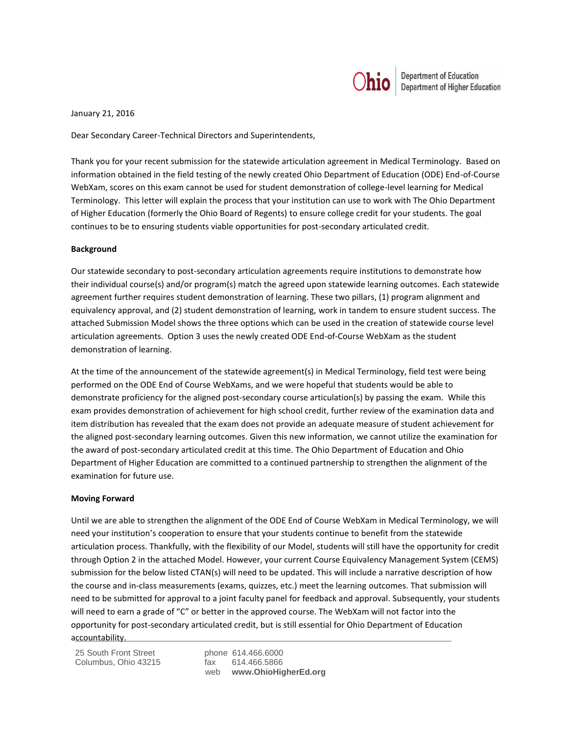Ohio | Department of Education
Department of Higher Education

January 21, 2016

Dear Secondary Career-Technical Directors and Superintendents,

Thank you for your recent submission for the statewide articulation agreement in Medical Terminology. Based on information obtained in the field testing of the newly created Ohio Department of Education (ODE) End-of-Course WebXam, scores on this exam cannot be used for student demonstration of college-level learning for Medical Terminology. This letter will explain the process that your institution can use to work with The Ohio Department of Higher Education (formerly the Ohio Board of Regents) to ensure college credit for your students. The goal continues to be to ensuring students viable opportunities for post-secondary articulated credit.

**Background**

Our statewide secondary to post-secondary articulation agreements require institutions to demonstrate how their individual course(s) and/or program(s) match the agreed upon statewide learning outcomes. Each statewide agreement further requires student demonstration of learning. These two pillars, (1) program alignment and equivalency approval, and (2) student demonstration of learning, work in tandem to ensure student success. The attached Submission Model shows the three options which can be used in the creation of statewide course level articulation agreements. Option 3 uses the newly created ODE End-of-Course WebXam as the student demonstration of learning.

At the time of the announcement of the statewide agreement(s) in Medical Terminology, field test were being performed on the ODE End of Course WebXams, and we were hopeful that students would be able to demonstrate proficiency for the aligned post-secondary course articulation(s) by passing the exam. While this exam provides demonstration of achievement for high school credit, further review of the examination data and item distribution has revealed that the exam does not provide an adequate measure of student achievement for the aligned post-secondary learning outcomes. Given this new information, we cannot utilize the examination for the award of post-secondary articulated credit at this time. The Ohio Department of Education and Ohio Department of Higher Education are committed to a continued partnership to strengthen the alignment of the examination for future use.

**Moving Forward**

Until we are able to strengthen the alignment of the ODE End of Course WebXam in Medical Terminology, we will need your institution's cooperation to ensure that your students continue to benefit from the statewide articulation process. Thankfully, with the flexibility of our Model, students will still have the opportunity for credit through Option 2 in the attached Model. However, your current Course Equivalency Management System (CEMS) submission for the below listed CTAN(s) will need to be updated. This will include a narrative description of how the course and in-class measurements (exams, quizzes, etc.) meet the learning outcomes. That submission will need to be submitted for approval to a joint faculty panel for feedback and approval. Subsequently, your students will need to earn a grade of "C" or better in the approved course. The WebXam will not factor into the opportunity for post-secondary articulated credit, but is still essential for Ohio Department of Education accountability.

25 South Front Street
Columbus, Ohio 43215

phone 614.466.6000
fax 614.466.5866
web **www.OhioHigherEd.org**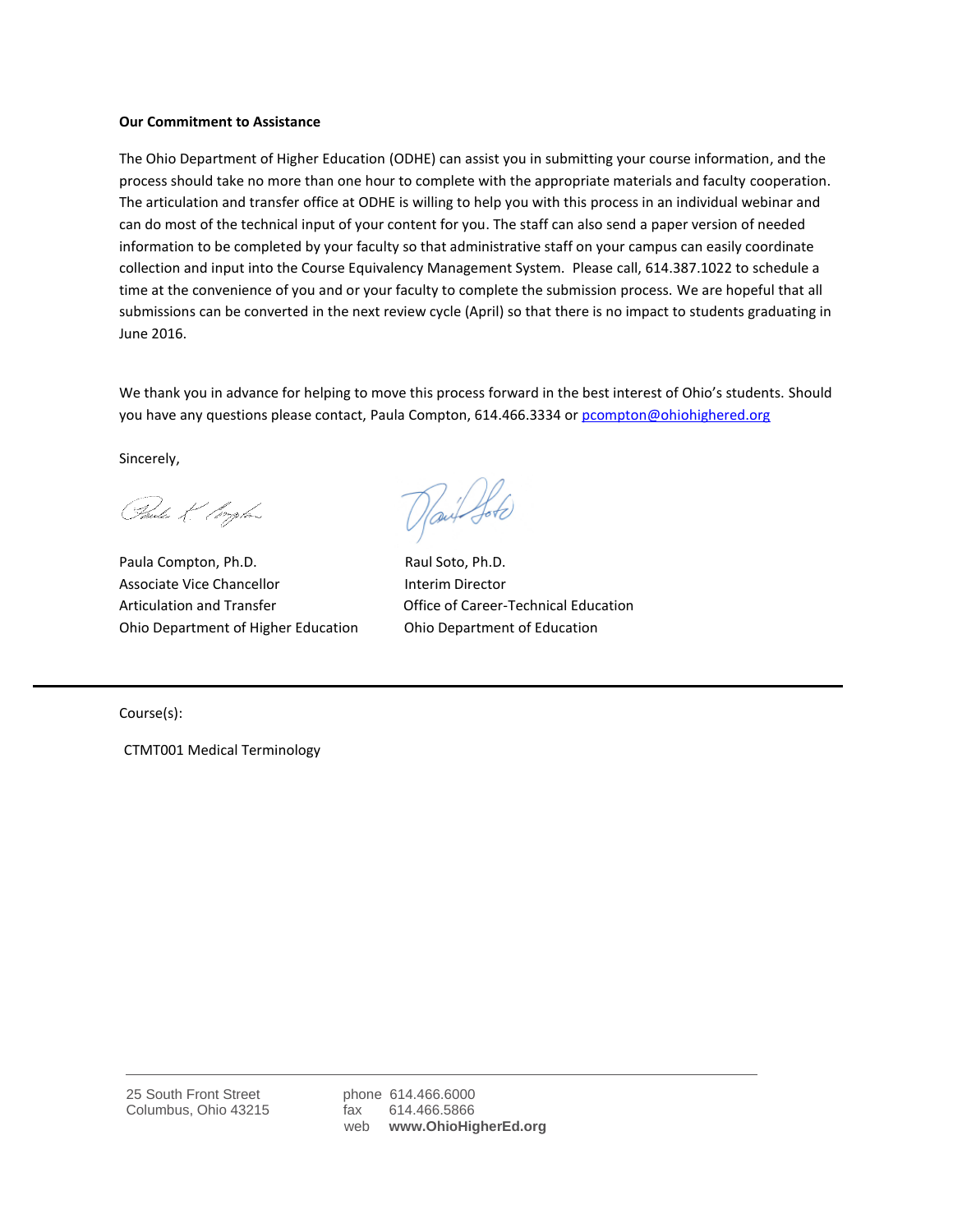**Our Commitment to Assistance**

The Ohio Department of Higher Education (ODHE) can assist you in submitting your course information, and the process should take no more than one hour to complete with the appropriate materials and faculty cooperation. The articulation and transfer office at ODHE is willing to help you with this process in an individual webinar and can do most of the technical input of your content for you. The staff can also send a paper version of needed information to be completed by your faculty so that administrative staff on your campus can easily coordinate collection and input into the Course Equivalency Management System. Please call, 614.387.1022 to schedule a time at the convenience of you and or your faculty to complete the submission process. We are hopeful that all submissions can be converted in the next review cycle (April) so that there is no impact to students graduating in June 2016.

We thank you in advance for helping to move this process forward in the best interest of Ohio's students. Should you have any questions please contact, Paula Compton, 614.466.3334 or pcompton@ohiohighered.org

Sincerely,

Paula Compton, Ph.D.
Associate Vice Chancellor
Articulation and Transfer
Ohio Department of Higher Education

Raul Soto, Ph.D.
Interim Director
Office of Career-Technical Education
Ohio Department of Education

---

Course(s):

CTMT001 Medical Terminology

25 South Front Street
Columbus, Ohio 43215

phone 614.466.6000
fax 614.466.5866
web **www.OhioHigherEd.org**